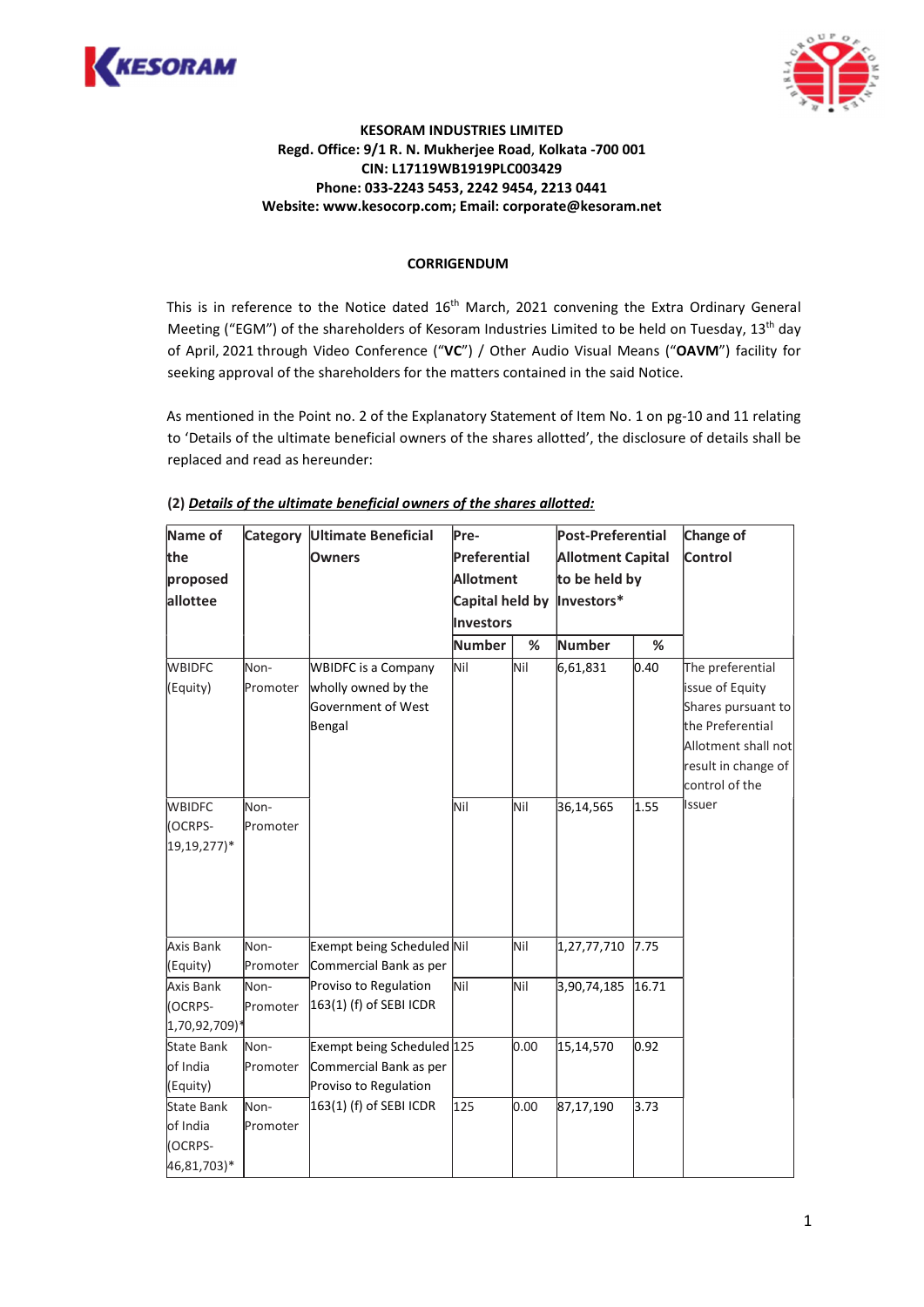**KESORAM INDUSTRIES LIMITED**
**Regd. Office: 9/1 R. N. Mukherjee Road, Kolkata -700 001**
**CIN: L17119WB1919PLC003429**
**Phone: 033-2243 5453, 2242 9454, 2213 0441**
**Website: www.kesocorp.com; Email: corporate@kesoram.net**

## CORRIGENDUM

This is in reference to the Notice dated 16th March, 2021 convening the Extra Ordinary General Meeting ("EGM") of the shareholders of Kesoram Industries Limited to be held on Tuesday, 13th day of April, 2021 through Video Conference ("**VC**") / Other Audio Visual Means ("**OAVM**") facility for seeking approval of the shareholders for the matters contained in the said Notice.

As mentioned in the Point no. 2 of the Explanatory Statement of Item No. 1 on pg-10 and 11 relating to 'Details of the ultimate beneficial owners of the shares allotted', the disclosure of details shall be replaced and read as hereunder:

**(2)** ***Details of the ultimate beneficial owners of the shares allotted:***

| Name of the proposed allottee | Category | Ultimate Beneficial Owners | Pre-Preferential Allotment Capital held by Investors | | Post-Preferential Allotment Capital to be held by Investors* | | Change of Control |
|---|---|---|---|---|---|---|---|
| | | | Number | % | Number | % | |
| WBIDFC (Equity) | Non-Promoter | WBIDFC is a Company wholly owned by the Government of West Bengal | Nil | Nil | 6,61,831 | 0.40 | The preferential issue of Equity Shares pursuant to the Preferential Allotment shall not result in change of control of the Issuer |
| WBIDFC (OCRPS-19,19,277)* | Non-Promoter | | Nil | Nil | 36,14,565 | 1.55 | |
| Axis Bank (Equity) | Non-Promoter | Exempt being Scheduled Commercial Bank as per Proviso to Regulation 163(1) (f) of SEBI ICDR | Nil | Nil | 1,27,77,710 | 7.75 | |
| Axis Bank (OCRPS-1,70,92,709)* | Non-Promoter | | Nil | Nil | 3,90,74,185 | 16.71 | |
| State Bank of India (Equity) | Non-Promoter | Exempt being Scheduled Commercial Bank as per Proviso to Regulation 163(1) (f) of SEBI ICDR | 125 | 0.00 | 15,14,570 | 0.92 | |
| State Bank of India (OCRPS-46,81,703)* | Non-Promoter | | 125 | 0.00 | 87,17,190 | 3.73 | |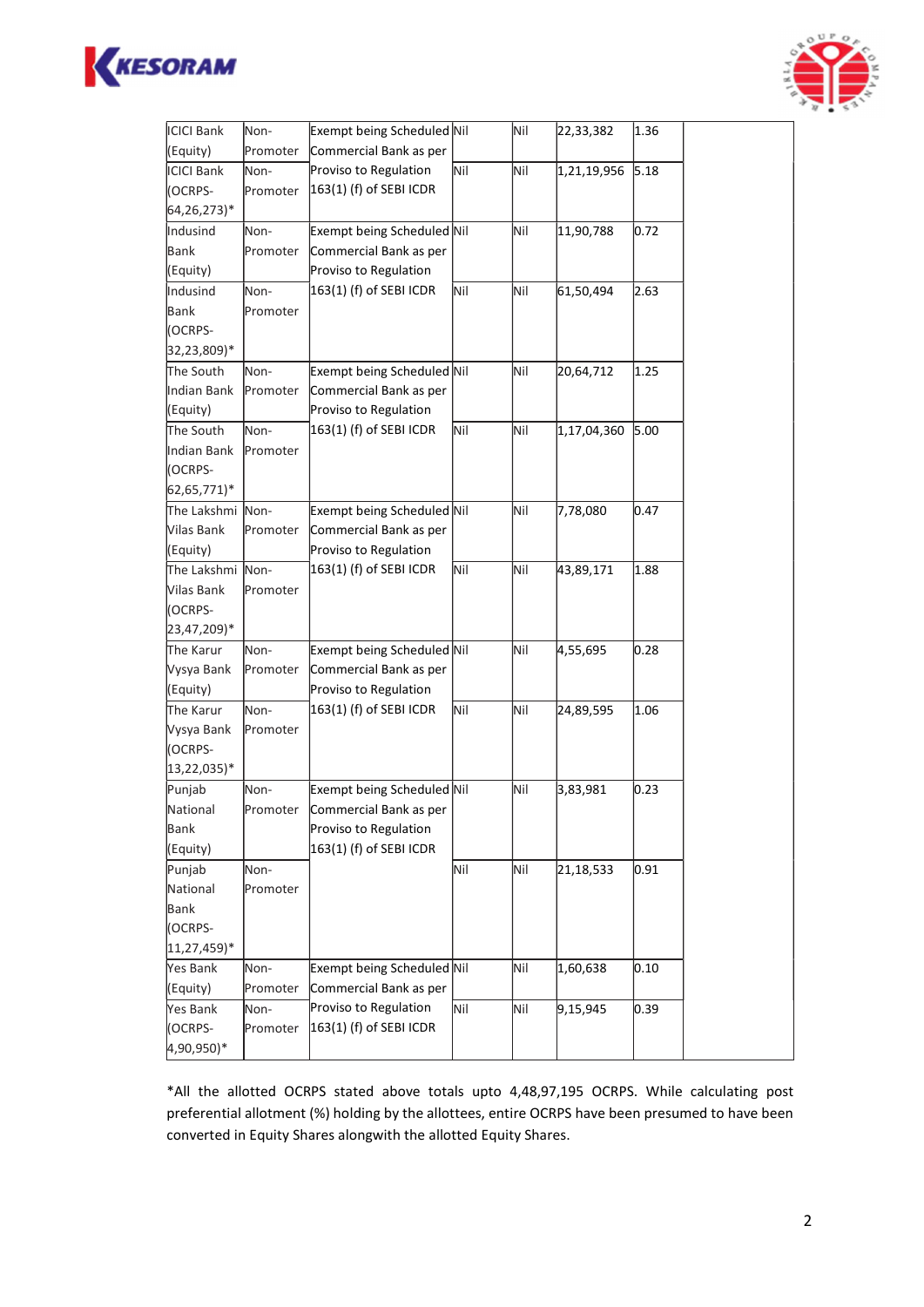| | | | | | | | |
|---|---|---|---|---|---|---|---|
| ICICI Bank (Equity) | Non-Promoter | Exempt being Scheduled Commercial Bank as per Proviso to Regulation 163(1) (f) of SEBI ICDR | Nil | Nil | 22,33,382 | 1.36 | |
| ICICI Bank (OCRPS-64,26,273)* | Non-Promoter | | Nil | Nil | 1,21,19,956 | 5.18 | |
| Indusind Bank (Equity) | Non-Promoter | Exempt being Scheduled Commercial Bank as per Proviso to Regulation 163(1) (f) of SEBI ICDR | Nil | Nil | 11,90,788 | 0.72 | |
| Indusind Bank (OCRPS-32,23,809)* | Non-Promoter | | Nil | Nil | 61,50,494 | 2.63 | |
| The South Indian Bank (Equity) | Non-Promoter | Exempt being Scheduled Commercial Bank as per Proviso to Regulation 163(1) (f) of SEBI ICDR | Nil | Nil | 20,64,712 | 1.25 | |
| The South Indian Bank (OCRPS-62,65,771)* | Non-Promoter | | Nil | Nil | 1,17,04,360 | 5.00 | |
| The Lakshmi Vilas Bank (Equity) | Non-Promoter | Exempt being Scheduled Commercial Bank as per Proviso to Regulation 163(1) (f) of SEBI ICDR | Nil | Nil | 7,78,080 | 0.47 | |
| The Lakshmi Vilas Bank (OCRPS-23,47,209)* | Non-Promoter | | Nil | Nil | 43,89,171 | 1.88 | |
| The Karur Vysya Bank (Equity) | Non-Promoter | Exempt being Scheduled Commercial Bank as per Proviso to Regulation 163(1) (f) of SEBI ICDR | Nil | Nil | 4,55,695 | 0.28 | |
| The Karur Vysya Bank (OCRPS-13,22,035)* | Non-Promoter | | Nil | Nil | 24,89,595 | 1.06 | |
| Punjab National Bank (Equity) | Non-Promoter | Exempt being Scheduled Commercial Bank as per Proviso to Regulation 163(1) (f) of SEBI ICDR | Nil | Nil | 3,83,981 | 0.23 | |
| Punjab National Bank (OCRPS-11,27,459)* | Non-Promoter | | Nil | Nil | 21,18,533 | 0.91 | |
| Yes Bank (Equity) | Non-Promoter | Exempt being Scheduled Commercial Bank as per Proviso to Regulation 163(1) (f) of SEBI ICDR | Nil | Nil | 1,60,638 | 0.10 | |
| Yes Bank (OCRPS-4,90,950)* | Non-Promoter | | Nil | Nil | 9,15,945 | 0.39 | |

*All the allotted OCRPS stated above totals upto 4,48,97,195 OCRPS. While calculating post preferential allotment (%) holding by the allottees, entire OCRPS have been presumed to have been converted in Equity Shares alongwith the allotted Equity Shares.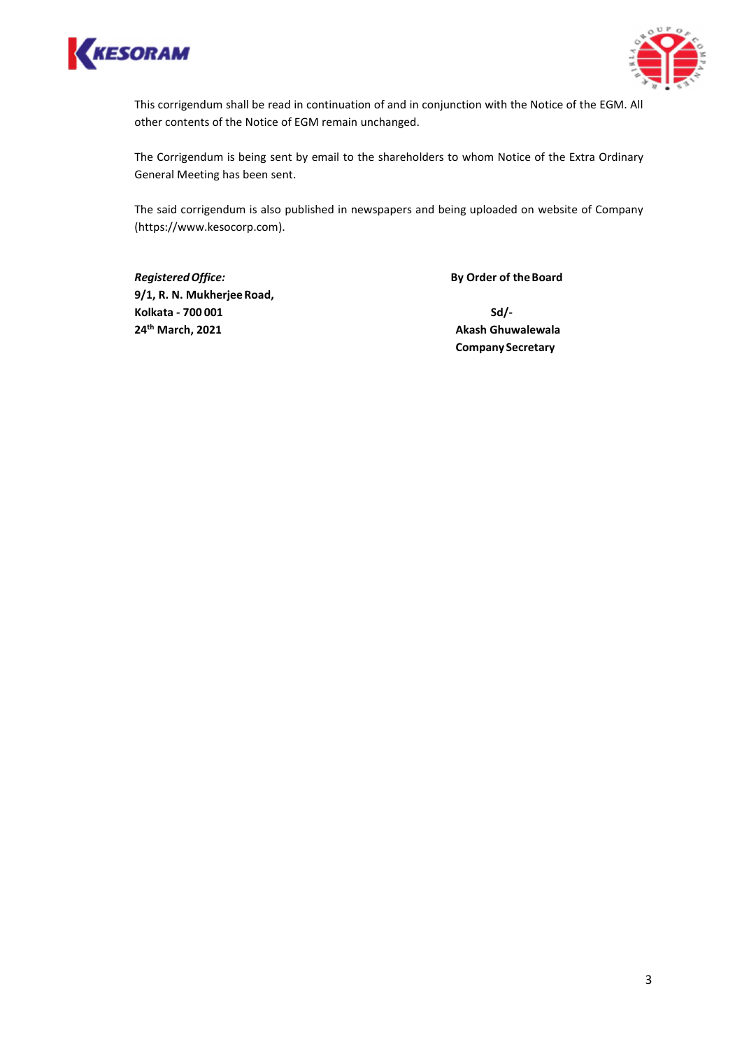This corrigendum shall be read in continuation of and in conjunction with the Notice of the EGM. All other contents of the Notice of EGM remain unchanged.

The Corrigendum is being sent by email to the shareholders to whom Notice of the Extra Ordinary General Meeting has been sent.

The said corrigendum is also published in newspapers and being uploaded on website of Company (https://www.kesocorp.com).

***Registered Office:***
**9/1, R. N. Mukherjee Road,**
**Kolkata - 700 001**
**24th March, 2021**

**By Order of the Board**

**Sd/-**
**Akash Ghuwalewala**
**Company Secretary**